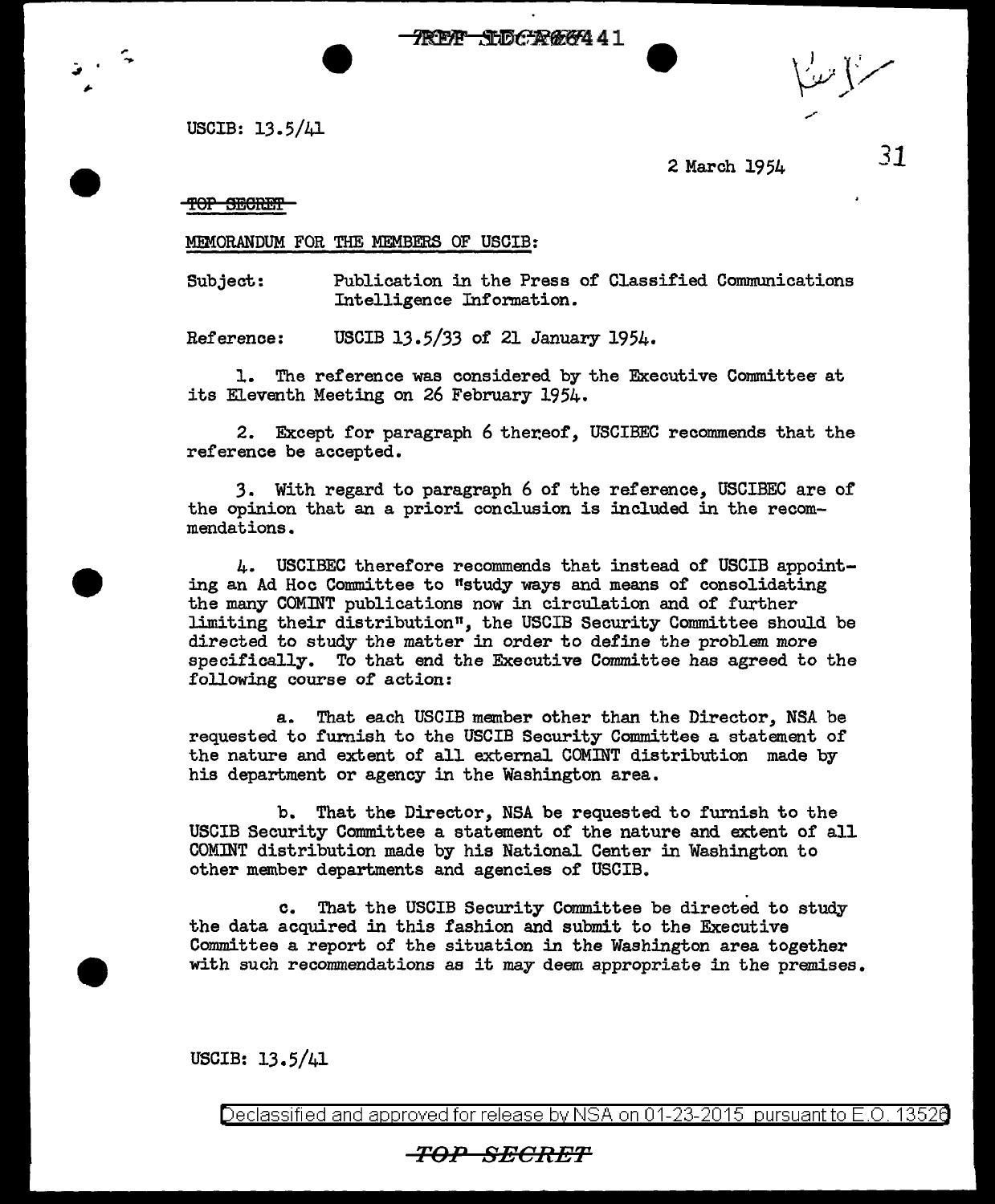USCIB: 13.5/41

2 March 1954

~~TOP SECRET~~

MEMORANDUM FOR THE MEMBERS OF USCIB:

Subject: Publication in the Press of Classified Communications Intelligence Information.

Reference: USCIB 13.5/33 of 21 January 1954.

1. The reference was considered by the Executive Committee at its Eleventh Meeting on 26 February 1954.

2. Except for paragraph 6 thereof, USCIBEC recommends that the reference be accepted.

3. With regard to paragraph 6 of the reference, USCIBEC are of the opinion that an a priori conclusion is included in the recommendations.

4. USCIBEC therefore recommends that instead of USCIB appointing an Ad Hoc Committee to "study ways and means of consolidating the many COMINT publications now in circulation and of further limiting their distribution", the USCIB Security Committee should be directed to study the matter in order to define the problem more specifically. To that end the Executive Committee has agreed to the following course of action:

a. That each USCIB member other than the Director, NSA be requested to furnish to the USCIB Security Committee a statement of the nature and extent of all external COMINT distribution made by his department or agency in the Washington area.

b. That the Director, NSA be requested to furnish to the USCIB Security Committee a statement of the nature and extent of all COMINT distribution made by his National Center in Washington to other member departments and agencies of USCIB.

c. That the USCIB Security Committee be directed to study the data acquired in this fashion and submit to the Executive Committee a report of the situation in the Washington area together with such recommendations as it may deem appropriate in the premises.

USCIB: 13.5/41

Declassified and approved for release by NSA on 01-23-2015 pursuant to E.O. 13526

~~TOP SECRET~~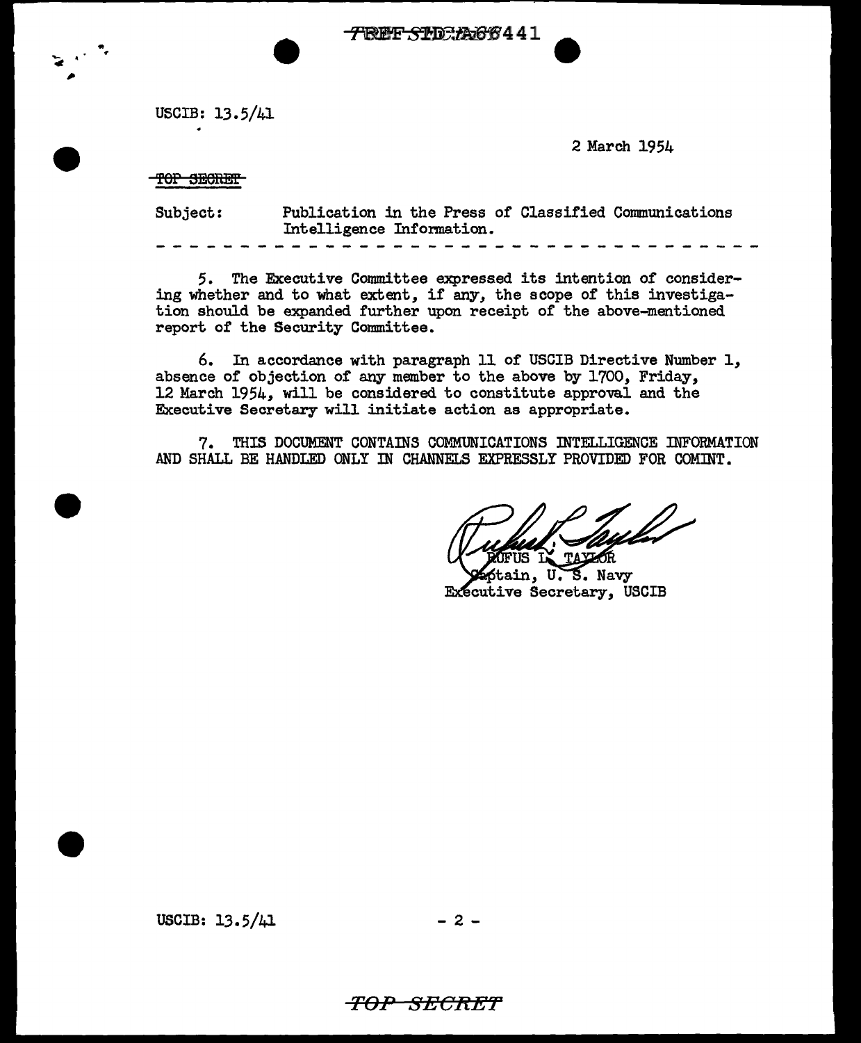USCIB: 13.5/41

2 March 1954

~~TOP SECRET~~

Subject: Publication in the Press of Classified Communications Intelligence Information.

- - - - - - - - - - - - - - - - - - - - - - - - - - - - - - - -

5. The Executive Committee expressed its intention of considering whether and to what extent, if any, the scope of this investigation should be expanded further upon receipt of the above-mentioned report of the Security Committee.

6. In accordance with paragraph 11 of USCIB Directive Number 1, absence of objection of any member to the above by 1700, Friday, 12 March 1954, will be considered to constitute approval and the Executive Secretary will initiate action as appropriate.

7. THIS DOCUMENT CONTAINS COMMUNICATIONS INTELLIGENCE INFORMATION AND SHALL BE HANDLED ONLY IN CHANNELS EXPRESSLY PROVIDED FOR COMINT.

RUFUS L. TAYLOR
Captain, U. S. Navy
Executive Secretary, USCIB

USCIB: 13.5/41